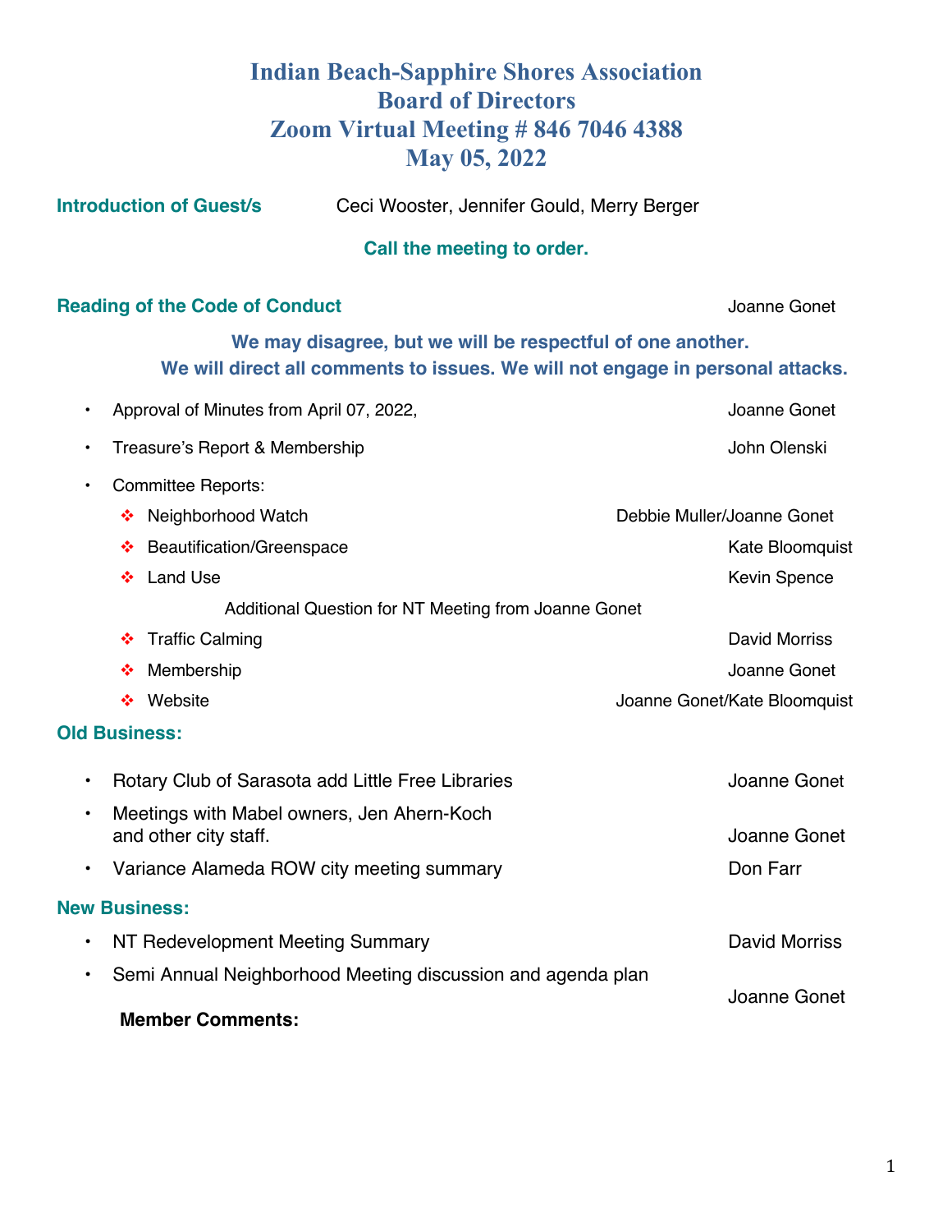# Indian Beach-Sapphire Shores Association
# Board of Directors
# Zoom Virtual Meeting # 846 7046 4388
# May 05, 2022

**Introduction of Guest/s** Ceci Wooster, Jennifer Gould, Merry Berger

**Call the meeting to order.**

**Reading of the Code of Conduct** Joanne Gonet

**We may disagree, but we will be respectful of one another.**
**We will direct all comments to issues. We will not engage in personal attacks.**

- Approval of Minutes from April 07, 2022, — Joanne Gonet
- Treasure's Report & Membership — John Olenski
- Committee Reports:
  - Neighborhood Watch — Debbie Muller/Joanne Gonet
  - Beautification/Greenspace — Kate Bloomquist
  - Land Use — Kevin Spence
    - Additional Question for NT Meeting from Joanne Gonet
  - Traffic Calming — David Morriss
  - Membership — Joanne Gonet
  - Website — Joanne Gonet/Kate Bloomquist

**Old Business:**

- Rotary Club of Sarasota add Little Free Libraries — Joanne Gonet
- Meetings with Mabel owners, Jen Ahern-Koch and other city staff. — Joanne Gonet
- Variance Alameda ROW city meeting summary — Don Farr

**New Business:**

- NT Redevelopment Meeting Summary — David Morriss
- Semi Annual Neighborhood Meeting discussion and agenda plan — Joanne Gonet

**Member Comments:**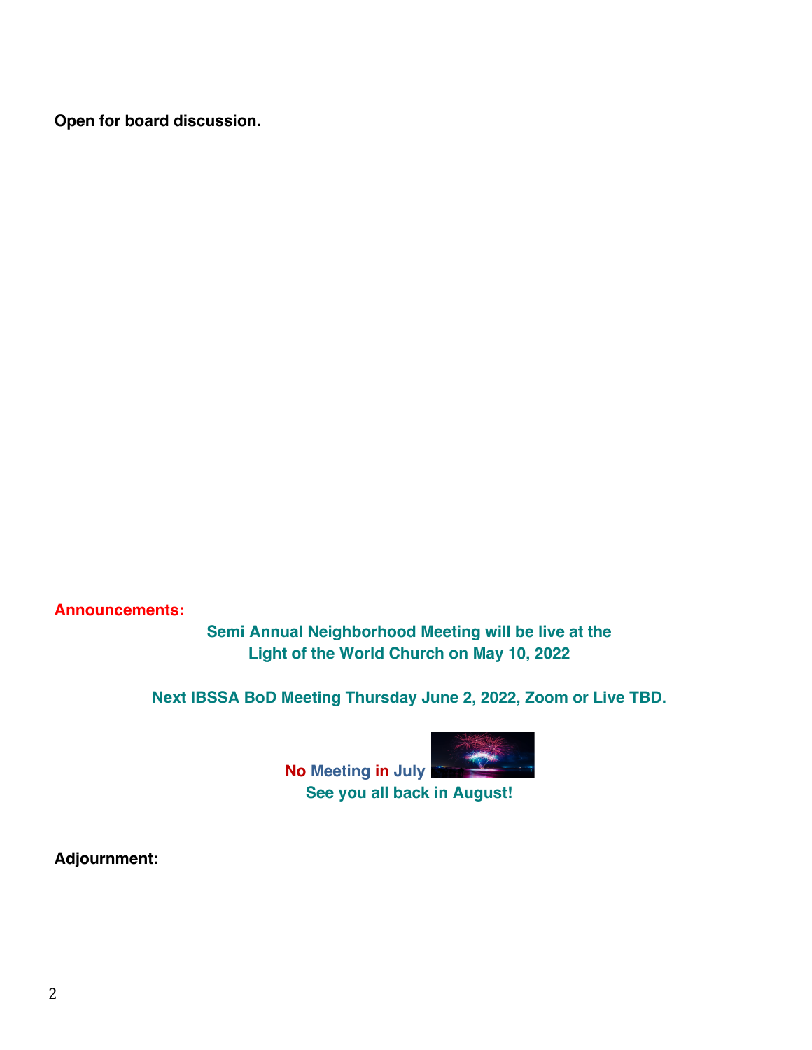**Open for board discussion.**

**Announcements:**

**Semi Annual Neighborhood Meeting will be live at the Light of the World Church on May 10, 2022**

**Next IBSSA BoD Meeting Thursday June 2, 2022, Zoom or Live TBD.**

**No Meeting in July**

**See you all back in August!**

**Adjournment:**